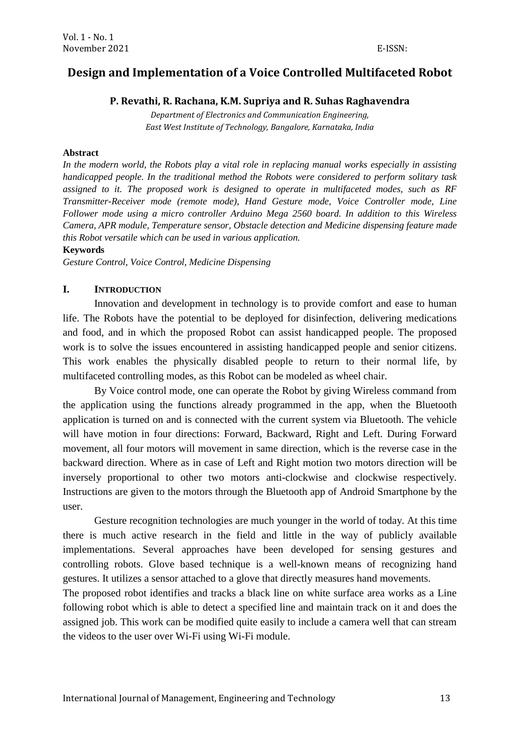# Design and Implementation of a Voice Controlled Multifaceted Robot

**P. Revathi, R. Rachana, K.M. Supriya and R. Suhas Raghavendra**

*Department of Electronics and Communication Engineering,*
*East West Institute of Technology, Bangalore, Karnataka, India*

**Abstract**

*In the modern world, the Robots play a vital role in replacing manual works especially in assisting handicapped people. In the traditional method the Robots were considered to perform solitary task assigned to it. The proposed work is designed to operate in multifaceted modes, such as RF Transmitter-Receiver mode (remote mode), Hand Gesture mode, Voice Controller mode, Line Follower mode using a micro controller Arduino Mega 2560 board. In addition to this Wireless Camera, APR module, Temperature sensor, Obstacle detection and Medicine dispensing feature made this Robot versatile which can be used in various application.*

**Keywords**

*Gesture Control, Voice Control, Medicine Dispensing*

## I. Introduction

Innovation and development in technology is to provide comfort and ease to human life. The Robots have the potential to be deployed for disinfection, delivering medications and food, and in which the proposed Robot can assist handicapped people. The proposed work is to solve the issues encountered in assisting handicapped people and senior citizens. This work enables the physically disabled people to return to their normal life, by multifaceted controlling modes, as this Robot can be modeled as wheel chair.

By Voice control mode, one can operate the Robot by giving Wireless command from the application using the functions already programmed in the app, when the Bluetooth application is turned on and is connected with the current system via Bluetooth. The vehicle will have motion in four directions: Forward, Backward, Right and Left. During Forward movement, all four motors will movement in same direction, which is the reverse case in the backward direction. Where as in case of Left and Right motion two motors direction will be inversely proportional to other two motors anti-clockwise and clockwise respectively. Instructions are given to the motors through the Bluetooth app of Android Smartphone by the user.

Gesture recognition technologies are much younger in the world of today. At this time there is much active research in the field and little in the way of publicly available implementations. Several approaches have been developed for sensing gestures and controlling robots. Glove based technique is a well-known means of recognizing hand gestures. It utilizes a sensor attached to a glove that directly measures hand movements.

The proposed robot identifies and tracks a black line on white surface area works as a Line following robot which is able to detect a specified line and maintain track on it and does the assigned job. This work can be modified quite easily to include a camera well that can stream the videos to the user over Wi-Fi using Wi-Fi module.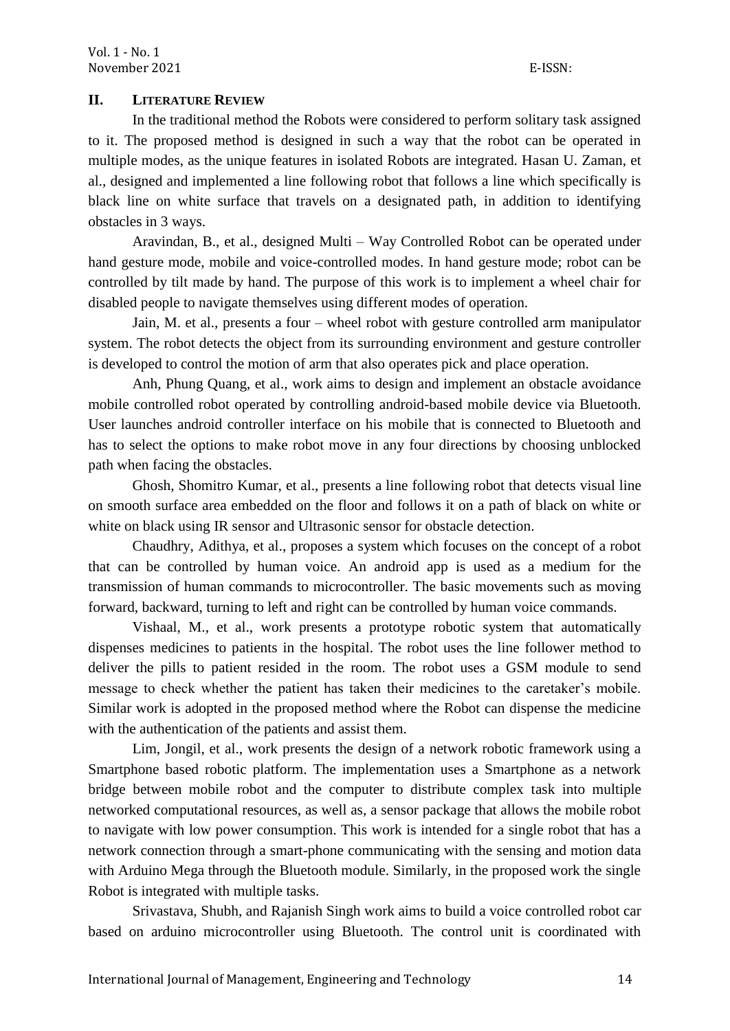## II. LITERATURE REVIEW

In the traditional method the Robots were considered to perform solitary task assigned to it. The proposed method is designed in such a way that the robot can be operated in multiple modes, as the unique features in isolated Robots are integrated. Hasan U. Zaman, et al., designed and implemented a line following robot that follows a line which specifically is black line on white surface that travels on a designated path, in addition to identifying obstacles in 3 ways.

Aravindan, B., et al., designed Multi – Way Controlled Robot can be operated under hand gesture mode, mobile and voice-controlled modes. In hand gesture mode; robot can be controlled by tilt made by hand. The purpose of this work is to implement a wheel chair for disabled people to navigate themselves using different modes of operation.

Jain, M. et al., presents a four – wheel robot with gesture controlled arm manipulator system. The robot detects the object from its surrounding environment and gesture controller is developed to control the motion of arm that also operates pick and place operation.

Anh, Phung Quang, et al., work aims to design and implement an obstacle avoidance mobile controlled robot operated by controlling android-based mobile device via Bluetooth. User launches android controller interface on his mobile that is connected to Bluetooth and has to select the options to make robot move in any four directions by choosing unblocked path when facing the obstacles.

Ghosh, Shomitro Kumar, et al., presents a line following robot that detects visual line on smooth surface area embedded on the floor and follows it on a path of black on white or white on black using IR sensor and Ultrasonic sensor for obstacle detection.

Chaudhry, Adithya, et al., proposes a system which focuses on the concept of a robot that can be controlled by human voice. An android app is used as a medium for the transmission of human commands to microcontroller. The basic movements such as moving forward, backward, turning to left and right can be controlled by human voice commands.

Vishaal, M., et al., work presents a prototype robotic system that automatically dispenses medicines to patients in the hospital. The robot uses the line follower method to deliver the pills to patient resided in the room. The robot uses a GSM module to send message to check whether the patient has taken their medicines to the caretaker's mobile. Similar work is adopted in the proposed method where the Robot can dispense the medicine with the authentication of the patients and assist them.

Lim, Jongil, et al., work presents the design of a network robotic framework using a Smartphone based robotic platform. The implementation uses a Smartphone as a network bridge between mobile robot and the computer to distribute complex task into multiple networked computational resources, as well as, a sensor package that allows the mobile robot to navigate with low power consumption. This work is intended for a single robot that has a network connection through a smart-phone communicating with the sensing and motion data with Arduino Mega through the Bluetooth module. Similarly, in the proposed work the single Robot is integrated with multiple tasks.

Srivastava, Shubh, and Rajanish Singh work aims to build a voice controlled robot car based on arduino microcontroller using Bluetooth. The control unit is coordinated with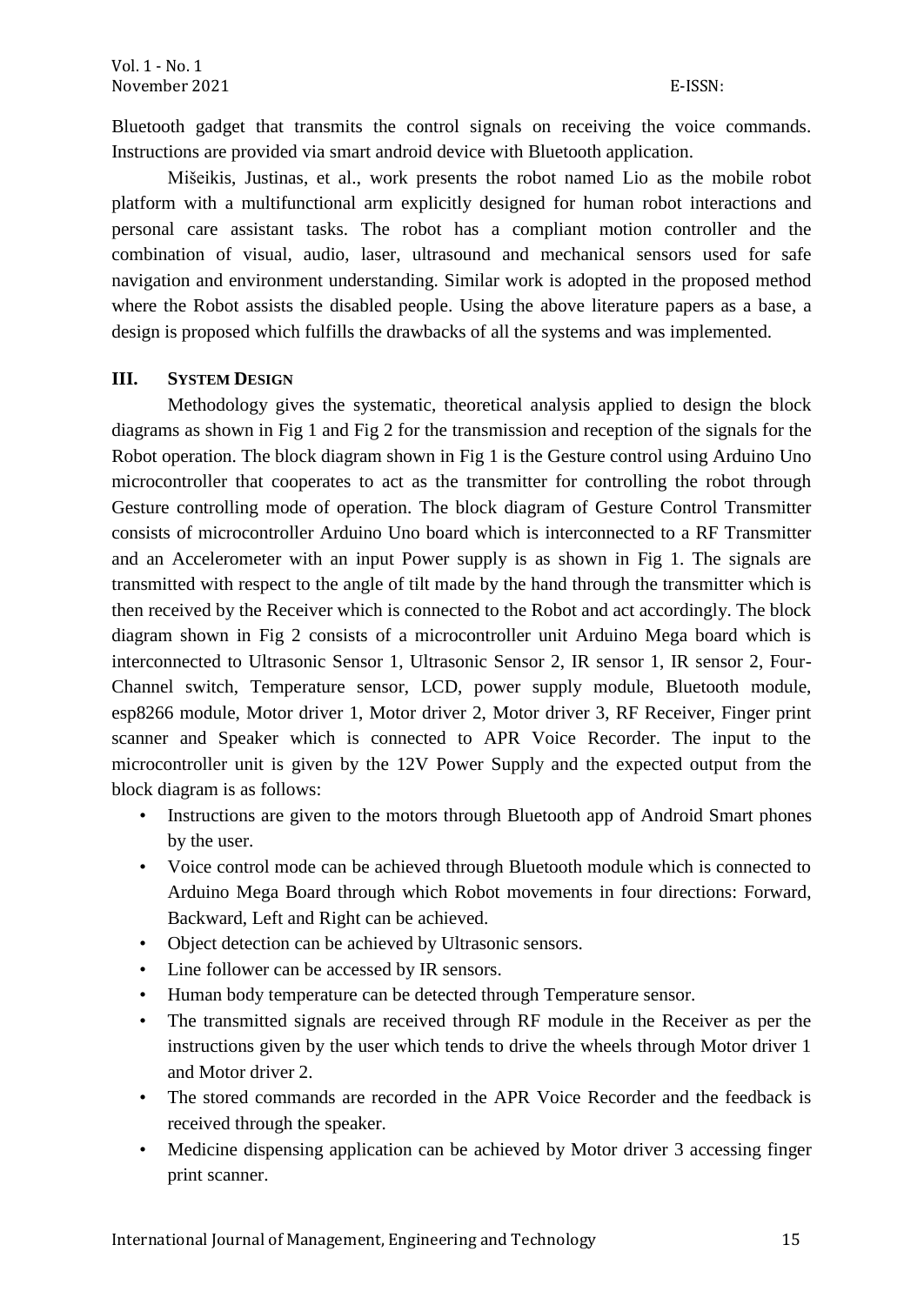Bluetooth gadget that transmits the control signals on receiving the voice commands. Instructions are provided via smart android device with Bluetooth application.

Mišeikis, Justinas, et al., work presents the robot named Lio as the mobile robot platform with a multifunctional arm explicitly designed for human robot interactions and personal care assistant tasks. The robot has a compliant motion controller and the combination of visual, audio, laser, ultrasound and mechanical sensors used for safe navigation and environment understanding. Similar work is adopted in the proposed method where the Robot assists the disabled people. Using the above literature papers as a base, a design is proposed which fulfills the drawbacks of all the systems and was implemented.

## III. SYSTEM DESIGN

Methodology gives the systematic, theoretical analysis applied to design the block diagrams as shown in Fig 1 and Fig 2 for the transmission and reception of the signals for the Robot operation. The block diagram shown in Fig 1 is the Gesture control using Arduino Uno microcontroller that cooperates to act as the transmitter for controlling the robot through Gesture controlling mode of operation. The block diagram of Gesture Control Transmitter consists of microcontroller Arduino Uno board which is interconnected to a RF Transmitter and an Accelerometer with an input Power supply is as shown in Fig 1. The signals are transmitted with respect to the angle of tilt made by the hand through the transmitter which is then received by the Receiver which is connected to the Robot and act accordingly. The block diagram shown in Fig 2 consists of a microcontroller unit Arduino Mega board which is interconnected to Ultrasonic Sensor 1, Ultrasonic Sensor 2, IR sensor 1, IR sensor 2, Four-Channel switch, Temperature sensor, LCD, power supply module, Bluetooth module, esp8266 module, Motor driver 1, Motor driver 2, Motor driver 3, RF Receiver, Finger print scanner and Speaker which is connected to APR Voice Recorder. The input to the microcontroller unit is given by the 12V Power Supply and the expected output from the block diagram is as follows:

- Instructions are given to the motors through Bluetooth app of Android Smart phones by the user.
- Voice control mode can be achieved through Bluetooth module which is connected to Arduino Mega Board through which Robot movements in four directions: Forward, Backward, Left and Right can be achieved.
- Object detection can be achieved by Ultrasonic sensors.
- Line follower can be accessed by IR sensors.
- Human body temperature can be detected through Temperature sensor.
- The transmitted signals are received through RF module in the Receiver as per the instructions given by the user which tends to drive the wheels through Motor driver 1 and Motor driver 2.
- The stored commands are recorded in the APR Voice Recorder and the feedback is received through the speaker.
- Medicine dispensing application can be achieved by Motor driver 3 accessing finger print scanner.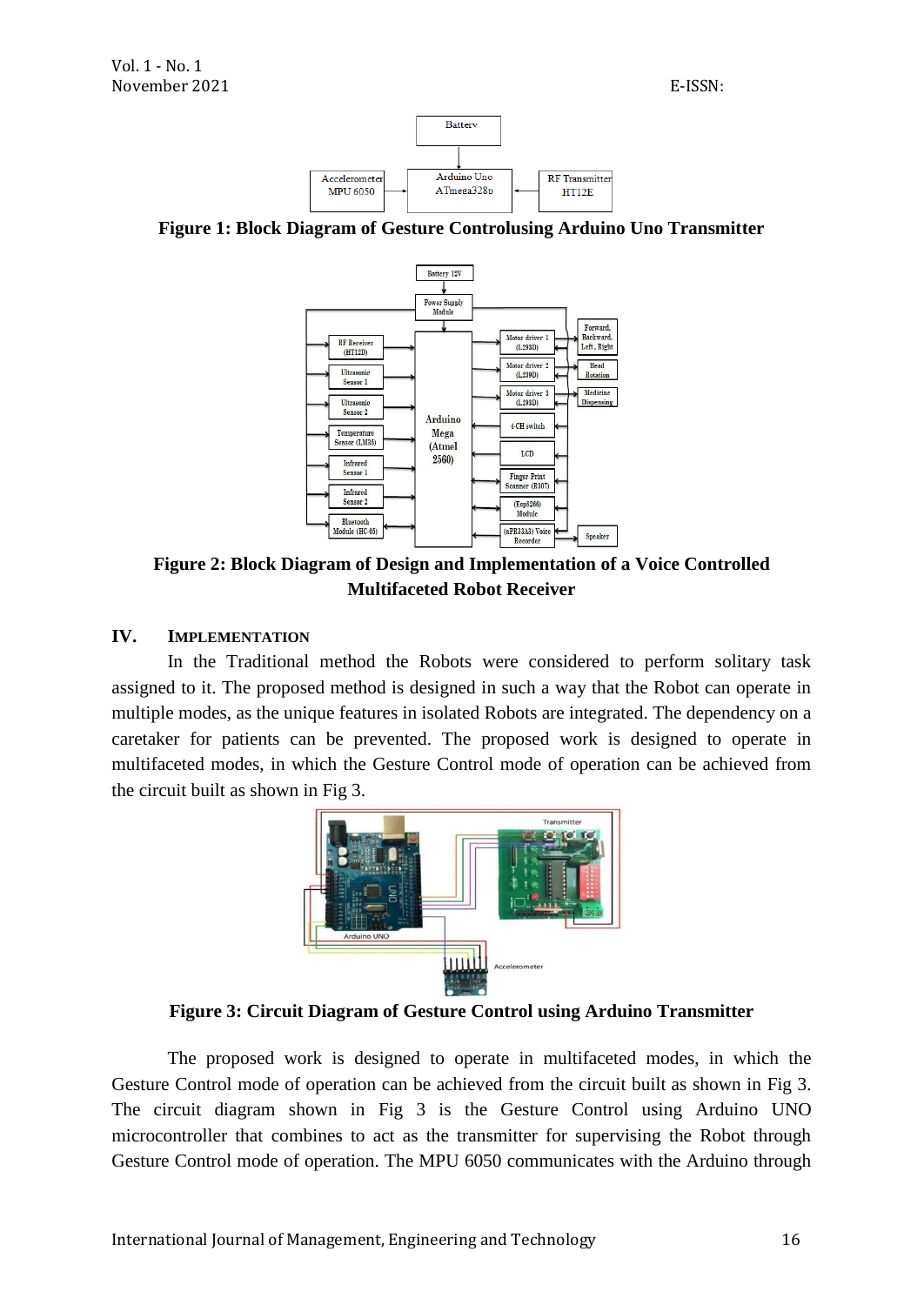Figure 1: Block Diagram of Gesture Controlusing Arduino Uno Transmitter

Figure 2: Block Diagram of Design and Implementation of a Voice Controlled Multifaceted Robot Receiver

## IV. IMPLEMENTATION

In the Traditional method the Robots were considered to perform solitary task assigned to it. The proposed method is designed in such a way that the Robot can operate in multiple modes, as the unique features in isolated Robots are integrated. The dependency on a caretaker for patients can be prevented. The proposed work is designed to operate in multifaceted modes, in which the Gesture Control mode of operation can be achieved from the circuit built as shown in Fig 3.

Figure 3: Circuit Diagram of Gesture Control using Arduino Transmitter

The proposed work is designed to operate in multifaceted modes, in which the Gesture Control mode of operation can be achieved from the circuit built as shown in Fig 3. The circuit diagram shown in Fig 3 is the Gesture Control using Arduino UNO microcontroller that combines to act as the transmitter for supervising the Robot through Gesture Control mode of operation. The MPU 6050 communicates with the Arduino through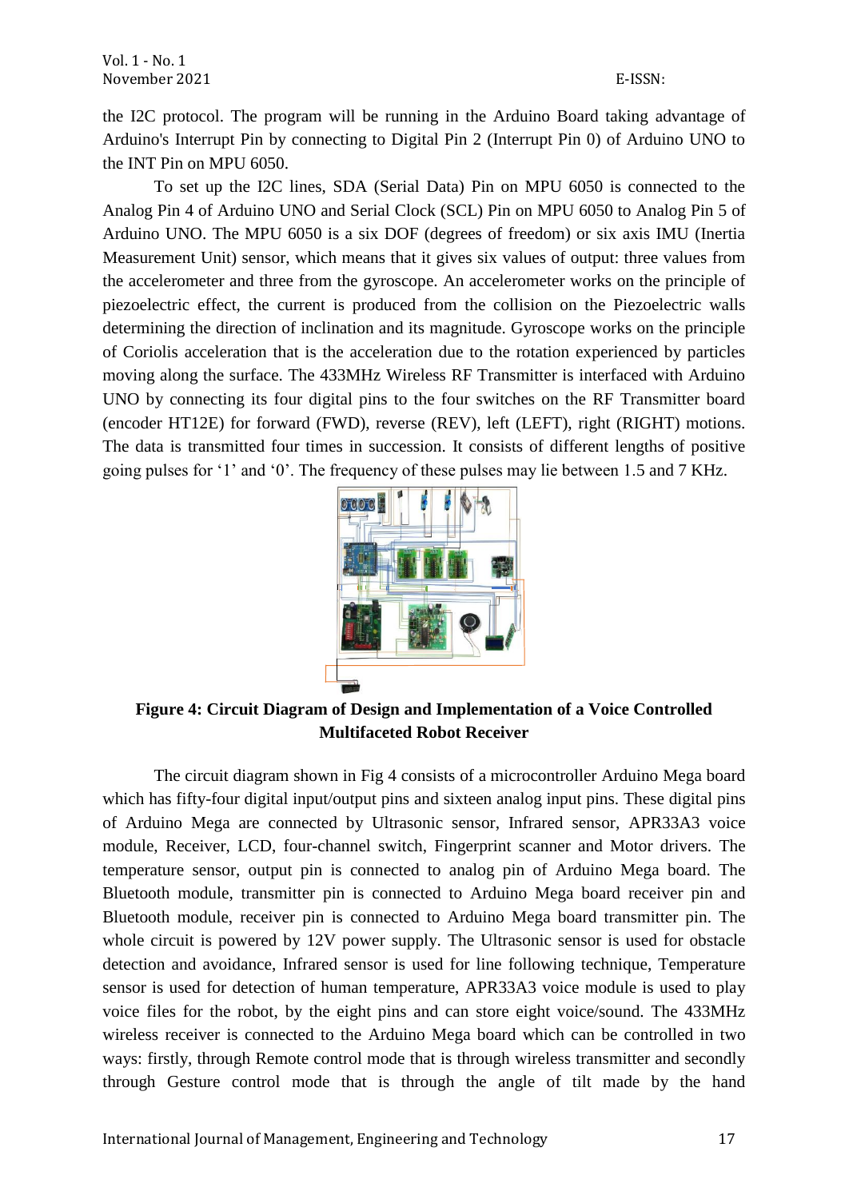the I2C protocol. The program will be running in the Arduino Board taking advantage of Arduino's Interrupt Pin by connecting to Digital Pin 2 (Interrupt Pin 0) of Arduino UNO to the INT Pin on MPU 6050.

To set up the I2C lines, SDA (Serial Data) Pin on MPU 6050 is connected to the Analog Pin 4 of Arduino UNO and Serial Clock (SCL) Pin on MPU 6050 to Analog Pin 5 of Arduino UNO. The MPU 6050 is a six DOF (degrees of freedom) or six axis IMU (Inertia Measurement Unit) sensor, which means that it gives six values of output: three values from the accelerometer and three from the gyroscope. An accelerometer works on the principle of piezoelectric effect, the current is produced from the collision on the Piezoelectric walls determining the direction of inclination and its magnitude. Gyroscope works on the principle of Coriolis acceleration that is the acceleration due to the rotation experienced by particles moving along the surface. The 433MHz Wireless RF Transmitter is interfaced with Arduino UNO by connecting its four digital pins to the four switches on the RF Transmitter board (encoder HT12E) for forward (FWD), reverse (REV), left (LEFT), right (RIGHT) motions. The data is transmitted four times in succession. It consists of different lengths of positive going pulses for '1' and '0'. The frequency of these pulses may lie between 1.5 and 7 KHz.

**Figure 4: Circuit Diagram of Design and Implementation of a Voice Controlled Multifaceted Robot Receiver**

The circuit diagram shown in Fig 4 consists of a microcontroller Arduino Mega board which has fifty-four digital input/output pins and sixteen analog input pins. These digital pins of Arduino Mega are connected by Ultrasonic sensor, Infrared sensor, APR33A3 voice module, Receiver, LCD, four-channel switch, Fingerprint scanner and Motor drivers. The temperature sensor, output pin is connected to analog pin of Arduino Mega board. The Bluetooth module, transmitter pin is connected to Arduino Mega board receiver pin and Bluetooth module, receiver pin is connected to Arduino Mega board transmitter pin. The whole circuit is powered by 12V power supply. The Ultrasonic sensor is used for obstacle detection and avoidance, Infrared sensor is used for line following technique, Temperature sensor is used for detection of human temperature, APR33A3 voice module is used to play voice files for the robot, by the eight pins and can store eight voice/sound. The 433MHz wireless receiver is connected to the Arduino Mega board which can be controlled in two ways: firstly, through Remote control mode that is through wireless transmitter and secondly through Gesture control mode that is through the angle of tilt made by the hand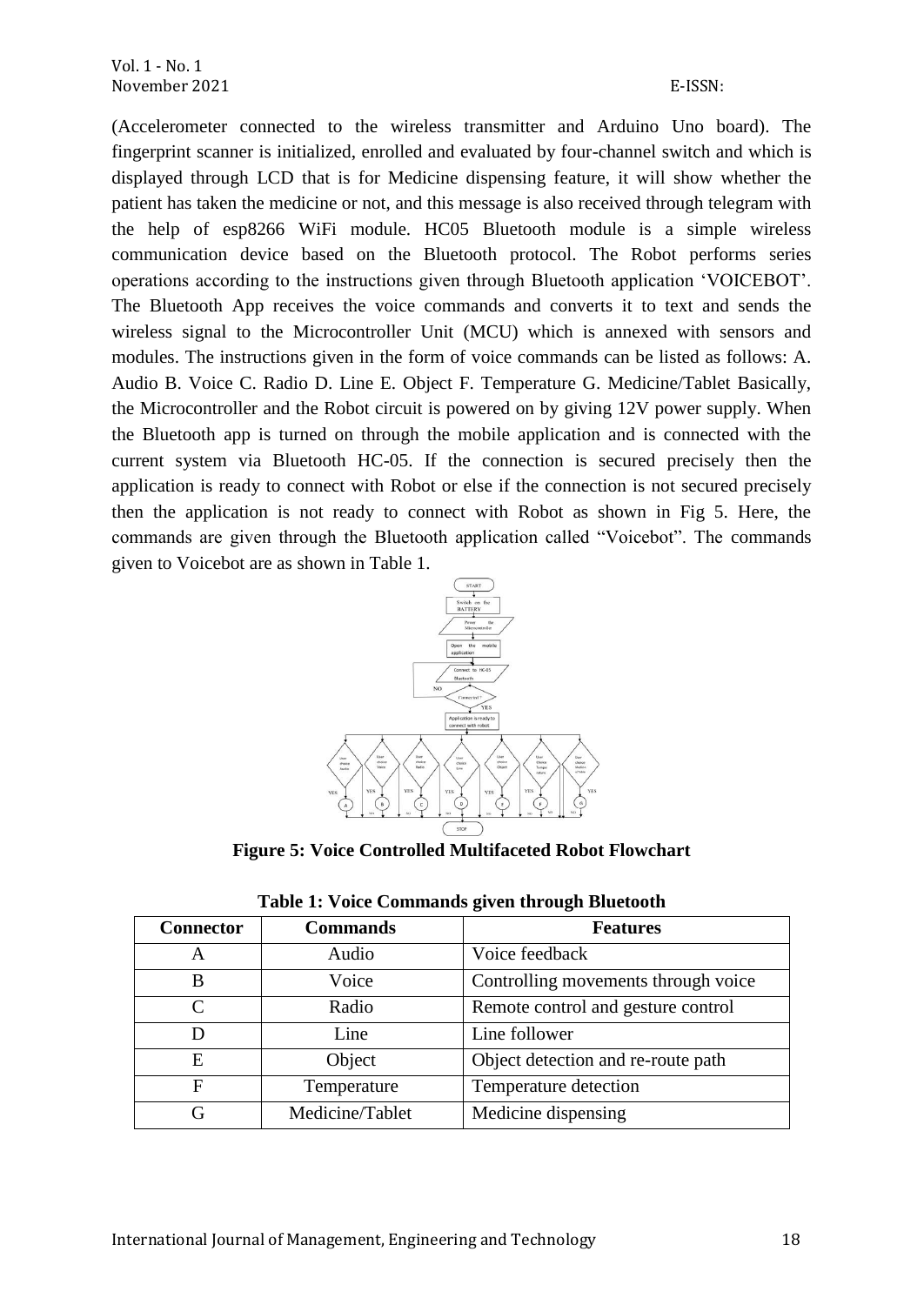(Accelerometer connected to the wireless transmitter and Arduino Uno board). The fingerprint scanner is initialized, enrolled and evaluated by four-channel switch and which is displayed through LCD that is for Medicine dispensing feature, it will show whether the patient has taken the medicine or not, and this message is also received through telegram with the help of esp8266 WiFi module. HC05 Bluetooth module is a simple wireless communication device based on the Bluetooth protocol. The Robot performs series operations according to the instructions given through Bluetooth application 'VOICEBOT'. The Bluetooth App receives the voice commands and converts it to text and sends the wireless signal to the Microcontroller Unit (MCU) which is annexed with sensors and modules. The instructions given in the form of voice commands can be listed as follows: A. Audio B. Voice C. Radio D. Line E. Object F. Temperature G. Medicine/Tablet Basically, the Microcontroller and the Robot circuit is powered on by giving 12V power supply. When the Bluetooth app is turned on through the mobile application and is connected with the current system via Bluetooth HC-05. If the connection is secured precisely then the application is ready to connect with Robot or else if the connection is not secured precisely then the application is not ready to connect with Robot as shown in Fig 5. Here, the commands are given through the Bluetooth application called "Voicebot". The commands given to Voicebot are as shown in Table 1.

**Figure 5: Voice Controlled Multifaceted Robot Flowchart**

**Table 1: Voice Commands given through Bluetooth**

| Connector | Commands | Features |
|---|---|---|
| A | Audio | Voice feedback |
| B | Voice | Controlling movements through voice |
| C | Radio | Remote control and gesture control |
| D | Line | Line follower |
| E | Object | Object detection and re-route path |
| F | Temperature | Temperature detection |
| G | Medicine/Tablet | Medicine dispensing |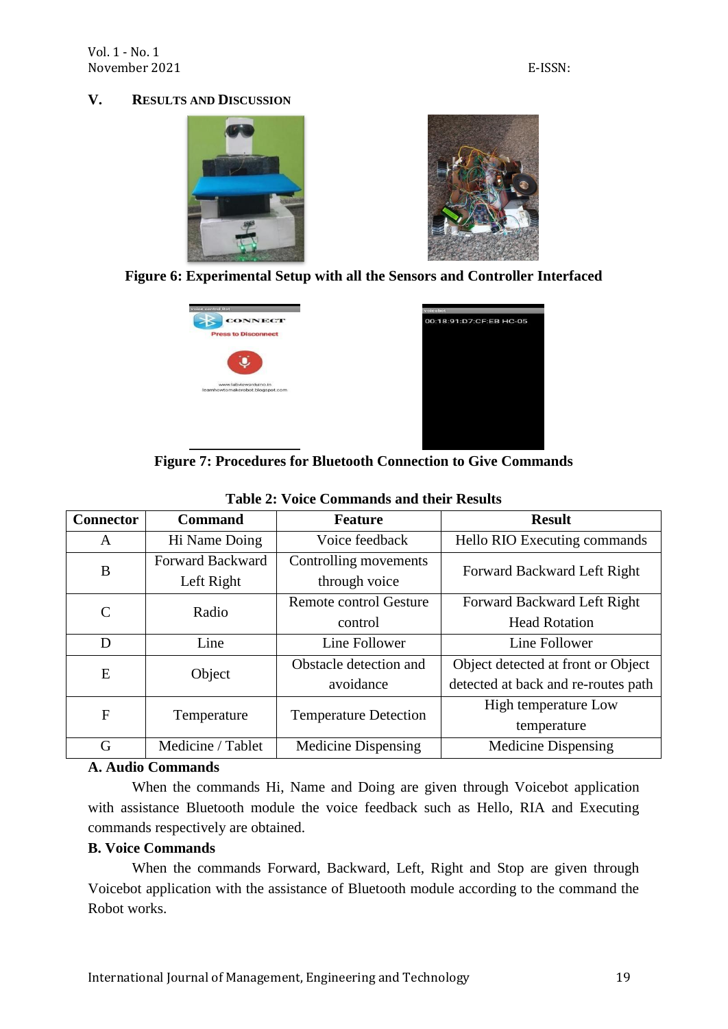## V. Results and Discussion

Figure 6: Experimental Setup with all the Sensors and Controller Interfaced

Figure 7: Procedures for Bluetooth Connection to Give Commands

Table 2: Voice Commands and their Results

| Connector | Command | Feature | Result |
|---|---|---|---|
| A | Hi Name Doing | Voice feedback | Hello RIO Executing commands |
| B | Forward Backward Left Right | Controlling movements through voice | Forward Backward Left Right |
| C | Radio | Remote control Gesture control | Forward Backward Left Right Head Rotation |
| D | Line | Line Follower | Line Follower |
| E | Object | Obstacle detection and avoidance | Object detected at front or Object detected at back and re-routes path |
| F | Temperature | Temperature Detection | High temperature Low temperature |
| G | Medicine / Tablet | Medicine Dispensing | Medicine Dispensing |

### A. Audio Commands

When the commands Hi, Name and Doing are given through Voicebot application with assistance Bluetooth module the voice feedback such as Hello, RIA and Executing commands respectively are obtained.

### B. Voice Commands

When the commands Forward, Backward, Left, Right and Stop are given through Voicebot application with the assistance of Bluetooth module according to the command the Robot works.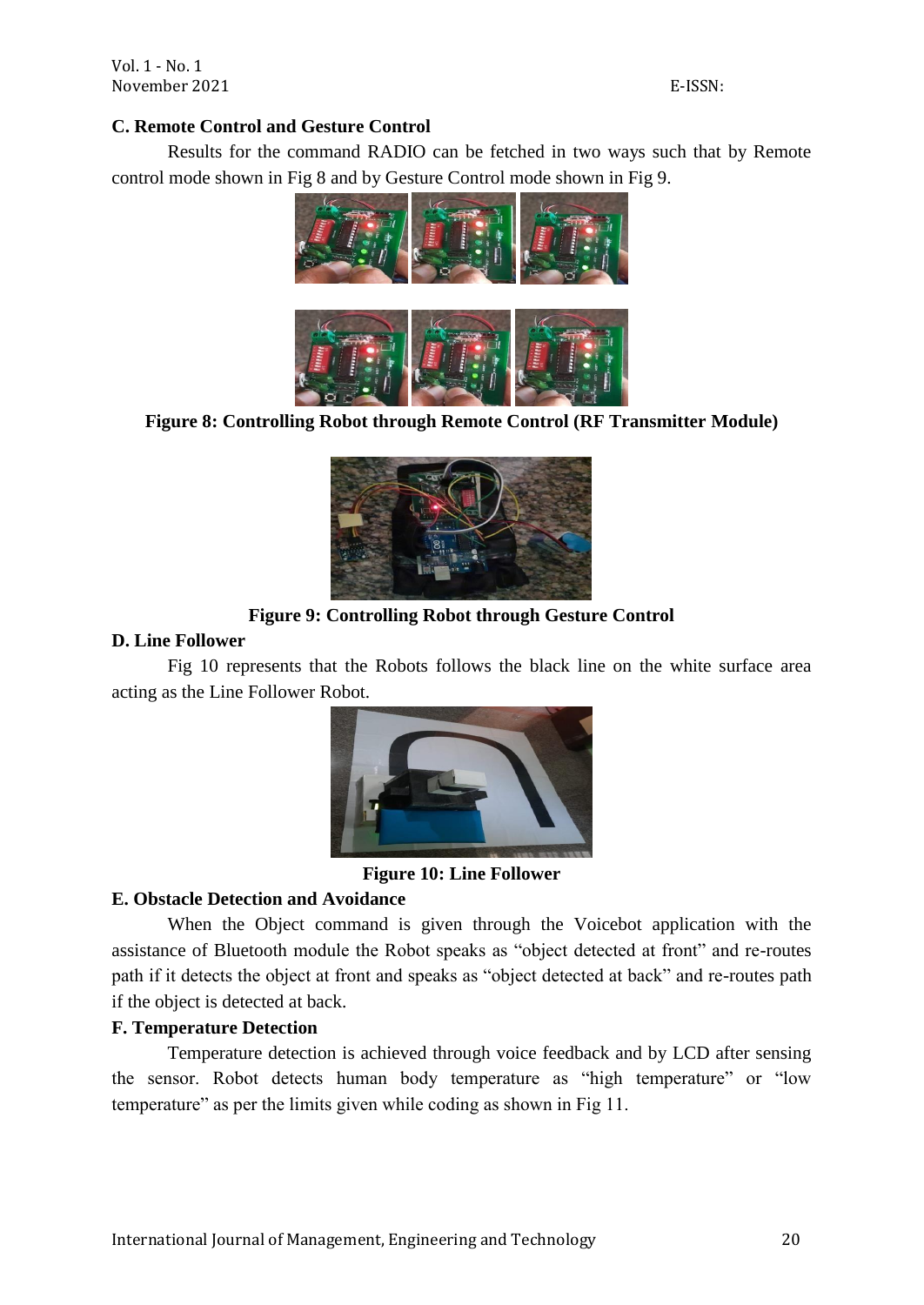### C. Remote Control and Gesture Control

Results for the command RADIO can be fetched in two ways such that by Remote control mode shown in Fig 8 and by Gesture Control mode shown in Fig 9.

**Figure 8: Controlling Robot through Remote Control (RF Transmitter Module)**

**Figure 9: Controlling Robot through Gesture Control**

### D. Line Follower

Fig 10 represents that the Robots follows the black line on the white surface area acting as the Line Follower Robot.

**Figure 10: Line Follower**

### E. Obstacle Detection and Avoidance

When the Object command is given through the Voicebot application with the assistance of Bluetooth module the Robot speaks as "object detected at front" and re-routes path if it detects the object at front and speaks as "object detected at back" and re-routes path if the object is detected at back.

### F. Temperature Detection

Temperature detection is achieved through voice feedback and by LCD after sensing the sensor. Robot detects human body temperature as "high temperature" or "low temperature" as per the limits given while coding as shown in Fig 11.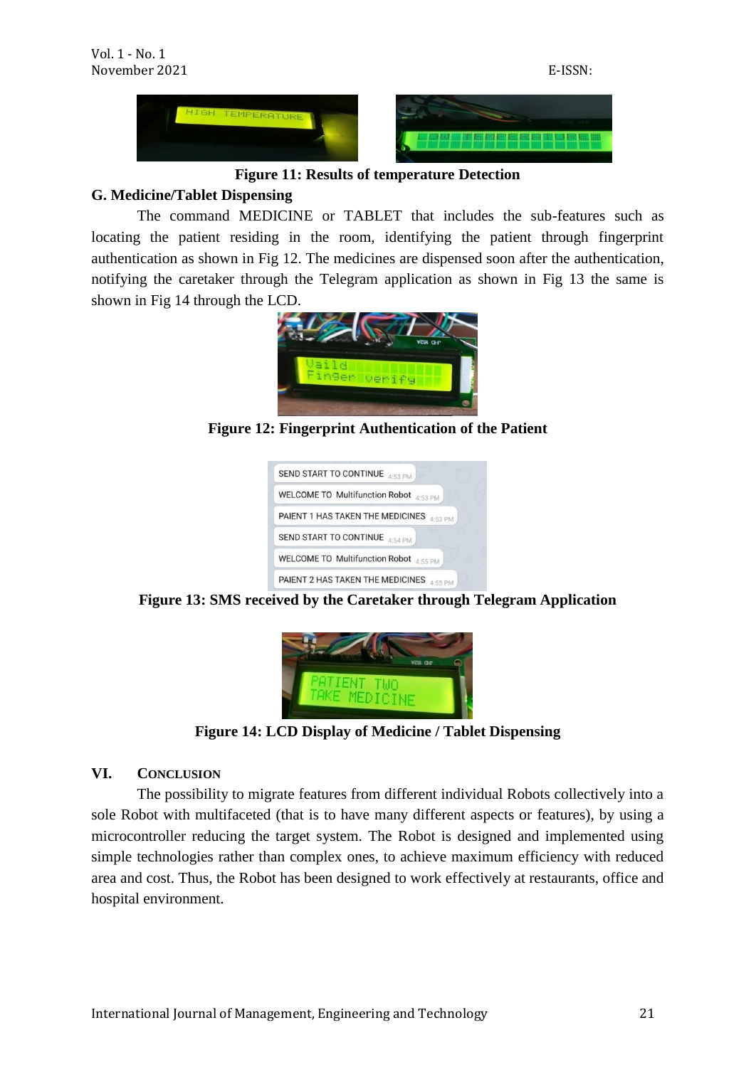**Figure 11: Results of temperature Detection**

### G. Medicine/Tablet Dispensing

The command MEDICINE or TABLET that includes the sub-features such as locating the patient residing in the room, identifying the patient through fingerprint authentication as shown in Fig 12. The medicines are dispensed soon after the authentication, notifying the caretaker through the Telegram application as shown in Fig 13 the same is shown in Fig 14 through the LCD.

**Figure 12: Fingerprint Authentication of the Patient**

**Figure 13: SMS received by the Caretaker through Telegram Application**

**Figure 14: LCD Display of Medicine / Tablet Dispensing**

## VI. Conclusion

The possibility to migrate features from different individual Robots collectively into a sole Robot with multifaceted (that is to have many different aspects or features), by using a microcontroller reducing the target system. The Robot is designed and implemented using simple technologies rather than complex ones, to achieve maximum efficiency with reduced area and cost. Thus, the Robot has been designed to work effectively at restaurants, office and hospital environment.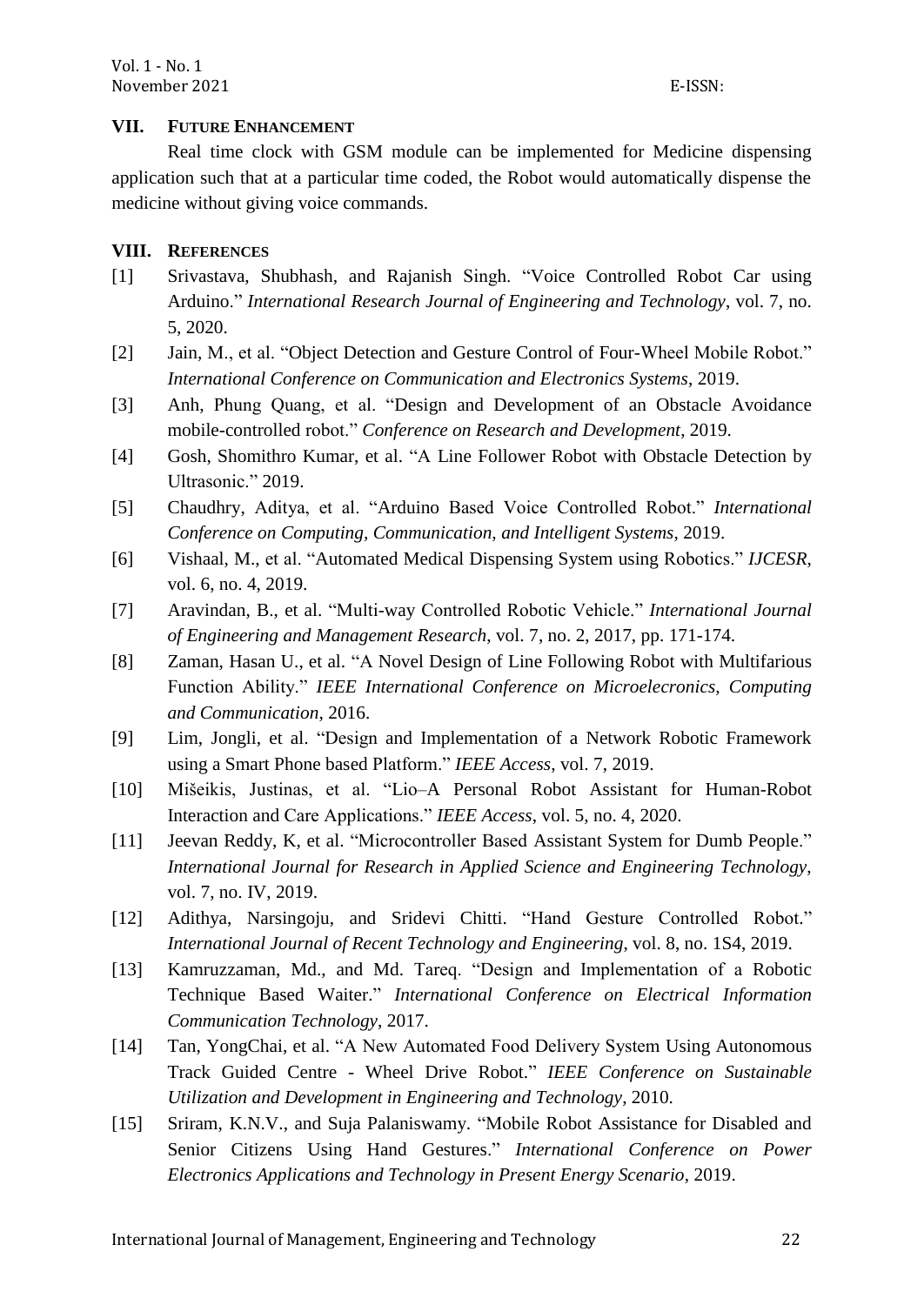## VII. FUTURE ENHANCEMENT

Real time clock with GSM module can be implemented for Medicine dispensing application such that at a particular time coded, the Robot would automatically dispense the medicine without giving voice commands.

## VIII. REFERENCES

[1] Srivastava, Shubhash, and Rajanish Singh. "Voice Controlled Robot Car using Arduino." *International Research Journal of Engineering and Technology*, vol. 7, no. 5, 2020.

[2] Jain, M., et al. "Object Detection and Gesture Control of Four-Wheel Mobile Robot." *International Conference on Communication and Electronics Systems*, 2019.

[3] Anh, Phung Quang, et al. "Design and Development of an Obstacle Avoidance mobile-controlled robot." *Conference on Research and Development*, 2019.

[4] Gosh, Shomithro Kumar, et al. "A Line Follower Robot with Obstacle Detection by Ultrasonic." 2019.

[5] Chaudhry, Aditya, et al. "Arduino Based Voice Controlled Robot." *International Conference on Computing, Communication, and Intelligent Systems*, 2019.

[6] Vishaal, M., et al. "Automated Medical Dispensing System using Robotics." *IJCESR*, vol. 6, no. 4, 2019.

[7] Aravindan, B., et al. "Multi-way Controlled Robotic Vehicle." *International Journal of Engineering and Management Research*, vol. 7, no. 2, 2017, pp. 171-174.

[8] Zaman, Hasan U., et al. "A Novel Design of Line Following Robot with Multifarious Function Ability." *IEEE International Conference on Microelecronics, Computing and Communication*, 2016.

[9] Lim, Jongli, et al. "Design and Implementation of a Network Robotic Framework using a Smart Phone based Platform." *IEEE Access*, vol. 7, 2019.

[10] Mišeikis, Justinas, et al. "Lio–A Personal Robot Assistant for Human-Robot Interaction and Care Applications." *IEEE Access*, vol. 5, no. 4, 2020.

[11] Jeevan Reddy, K, et al. "Microcontroller Based Assistant System for Dumb People." *International Journal for Research in Applied Science and Engineering Technology*, vol. 7, no. IV, 2019.

[12] Adithya, Narsingoju, and Sridevi Chitti. "Hand Gesture Controlled Robot." *International Journal of Recent Technology and Engineering*, vol. 8, no. 1S4, 2019.

[13] Kamruzzaman, Md., and Md. Tareq. "Design and Implementation of a Robotic Technique Based Waiter." *International Conference on Electrical Information Communication Technology*, 2017.

[14] Tan, YongChai, et al. "A New Automated Food Delivery System Using Autonomous Track Guided Centre - Wheel Drive Robot." *IEEE Conference on Sustainable Utilization and Development in Engineering and Technology*, 2010.

[15] Sriram, K.N.V., and Suja Palaniswamy. "Mobile Robot Assistance for Disabled and Senior Citizens Using Hand Gestures." *International Conference on Power Electronics Applications and Technology in Present Energy Scenario*, 2019.